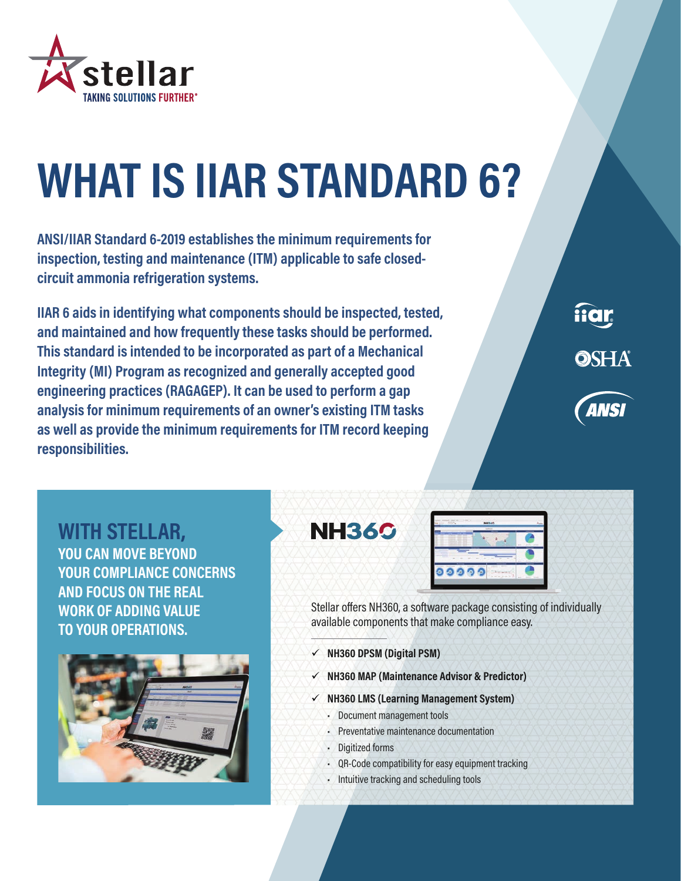stellar

TAKING SOLUTIONS FURTHER®

# WHAT IS IIAR STANDARD 6?

**ANSI/IIAR Standard 6-2019 establishes the minimum requirements for inspection, testing and maintenance (ITM) applicable to safe closed-circuit ammonia refrigeration systems.**

**IIAR 6 aids in identifying what components should be inspected, tested, and maintained and how frequently these tasks should be performed. This standard is intended to be incorporated as part of a Mechanical Integrity (MI) Program as recognized and generally accepted good engineering practices (RAGAGEP). It can be used to perform a gap analysis for minimum requirements of an owner's existing ITM tasks as well as provide the minimum requirements for ITM record keeping responsibilities.**

iiar

OSHA

ANSI

## WITH STELLAR,

**YOU CAN MOVE BEYOND YOUR COMPLIANCE CONCERNS AND FOCUS ON THE REAL WORK OF ADDING VALUE TO YOUR OPERATIONS.**

## NH360

Stellar offers NH360, a software package consisting of individually available components that make compliance easy.

- ✓ **NH360 DPSM (Digital PSM)**
- ✓ **NH360 MAP (Maintenance Advisor & Predictor)**
- ✓ **NH360 LMS (Learning Management System)**
  - Document management tools
  - Preventative maintenance documentation
  - Digitized forms
  - QR-Code compatibility for easy equipment tracking
  - Intuitive tracking and scheduling tools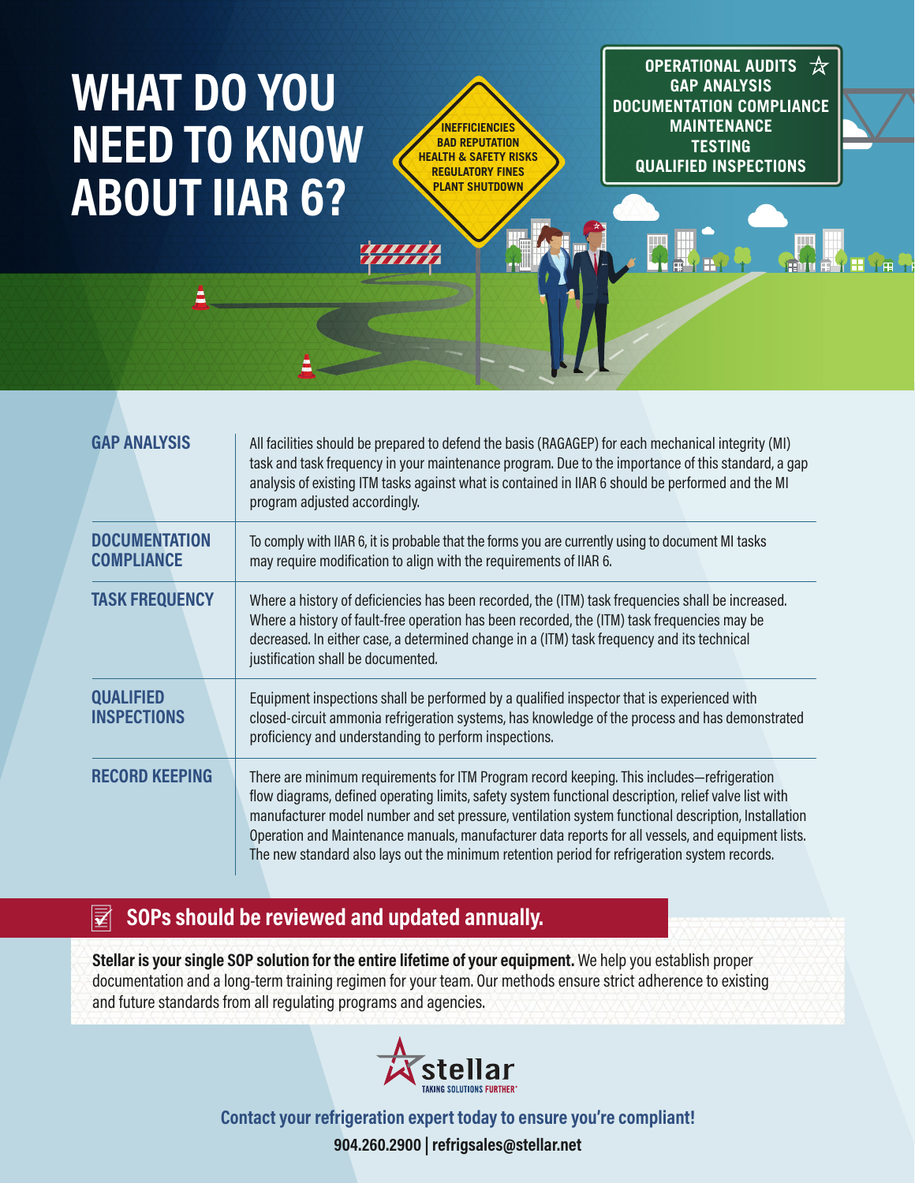# WHAT DO YOU NEED TO KNOW ABOUT IIAR 6?

INEFFICIENCIES
BAD REPUTATION
HEALTH & SAFETY RISKS
REGULATORY FINES
PLANT SHUTDOWN

OPERATIONAL AUDITS
GAP ANALYSIS
DOCUMENTATION COMPLIANCE
MAINTENANCE
TESTING
QUALIFIED INSPECTIONS

| | |
|---|---|
| **GAP ANALYSIS** | All facilities should be prepared to defend the basis (RAGAGEP) for each mechanical integrity (MI) task and task frequency in your maintenance program. Due to the importance of this standard, a gap analysis of existing ITM tasks against what is contained in IIAR 6 should be performed and the MI program adjusted accordingly. |
| **DOCUMENTATION COMPLIANCE** | To comply with IIAR 6, it is probable that the forms you are currently using to document MI tasks may require modification to align with the requirements of IIAR 6. |
| **TASK FREQUENCY** | Where a history of deficiencies has been recorded, the (ITM) task frequencies shall be increased. Where a history of fault-free operation has been recorded, the (ITM) task frequencies may be decreased. In either case, a determined change in a (ITM) task frequency and its technical justification shall be documented. |
| **QUALIFIED INSPECTIONS** | Equipment inspections shall be performed by a qualified inspector that is experienced with closed-circuit ammonia refrigeration systems, has knowledge of the process and has demonstrated proficiency and understanding to perform inspections. |
| **RECORD KEEPING** | There are minimum requirements for ITM Program record keeping. This includes—refrigeration flow diagrams, defined operating limits, safety system functional description, relief valve list with manufacturer model number and set pressure, ventilation system functional description, Installation Operation and Maintenance manuals, manufacturer data reports for all vessels, and equipment lists. The new standard also lays out the minimum retention period for refrigeration system records. |

## SOPs should be reviewed and updated annually.

**Stellar is your single SOP solution for the entire lifetime of your equipment.** We help you establish proper documentation and a long-term training regimen for your team. Our methods ensure strict adherence to existing and future standards from all regulating programs and agencies.

stellar
TAKING SOLUTIONS FURTHER

**Contact your refrigeration expert today to ensure you're compliant!**

**904.260.2900 | refrigsales@stellar.net**